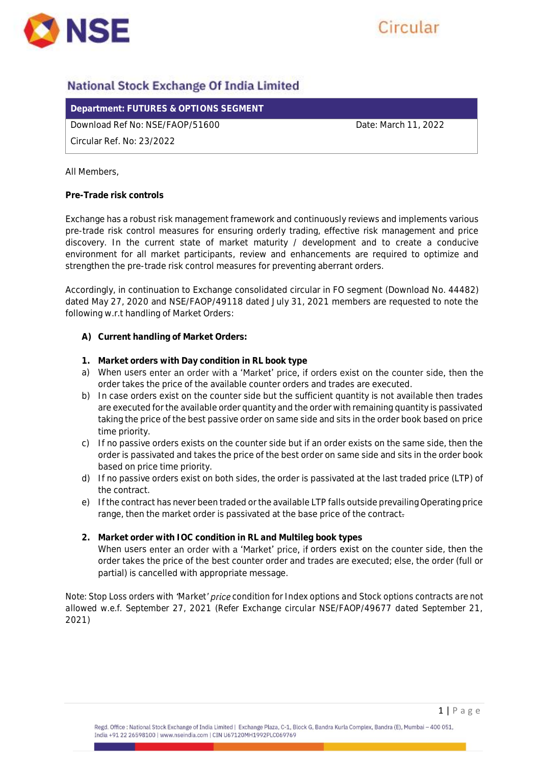# National Stock Exchange Of India Limited

| Department: FUTURES & OPTIONS SEGMENT | |
|---|---|
| Download Ref No: NSE/FAOP/51600 | Date: March 11, 2022 |
| Circular Ref. No: 23/2022 | |

All Members,

**Pre-Trade risk controls**

Exchange has a robust risk management framework and continuously reviews and implements various pre-trade risk control measures for ensuring orderly trading, effective risk management and price discovery. In the current state of market maturity / development and to create a conducive environment for all market participants, review and enhancements are required to optimize and strengthen the pre-trade risk control measures for preventing aberrant orders.

Accordingly, in continuation to Exchange consolidated circular in FO segment (Download No. 44482) dated May 27, 2020 and NSE/FAOP/49118 dated July 31, 2021 members are requested to note the following w.r.t handling of Market Orders:

**A) Current handling of Market Orders:**

**1. Market orders with Day condition in RL book type**

a) When users enter an order with a 'Market' price, if orders exist on the counter side, then the order takes the price of the available counter orders and trades are executed.

b) In case orders exist on the counter side but the sufficient quantity is not available then trades are executed for the available order quantity and the order with remaining quantity is passivated taking the price of the best passive order on same side and sits in the order book based on price time priority.

c) If no passive orders exists on the counter side but if an order exists on the same side, then the order is passivated and takes the price of the best order on same side and sits in the order book based on price time priority.

d) If no passive orders exist on both sides, the order is passivated at the last traded price (LTP) of the contract.

e) If the contract has never been traded or the available LTP falls outside prevailing Operating price range, then the market order is passivated at the base price of the contract.

**2. Market order with IOC condition in RL and Multileg book types**

When users enter an order with a 'Market' price, if orders exist on the counter side, then the order takes the price of the best counter order and trades are executed; else, the order (full or partial) is cancelled with appropriate message.

Note: Stop Loss orders with 'Market' *price* condition for Index options and Stock options contracts are not allowed w.e.f. September 27, 2021 (Refer Exchange circular NSE/FAOP/49677 dated September 21, 2021)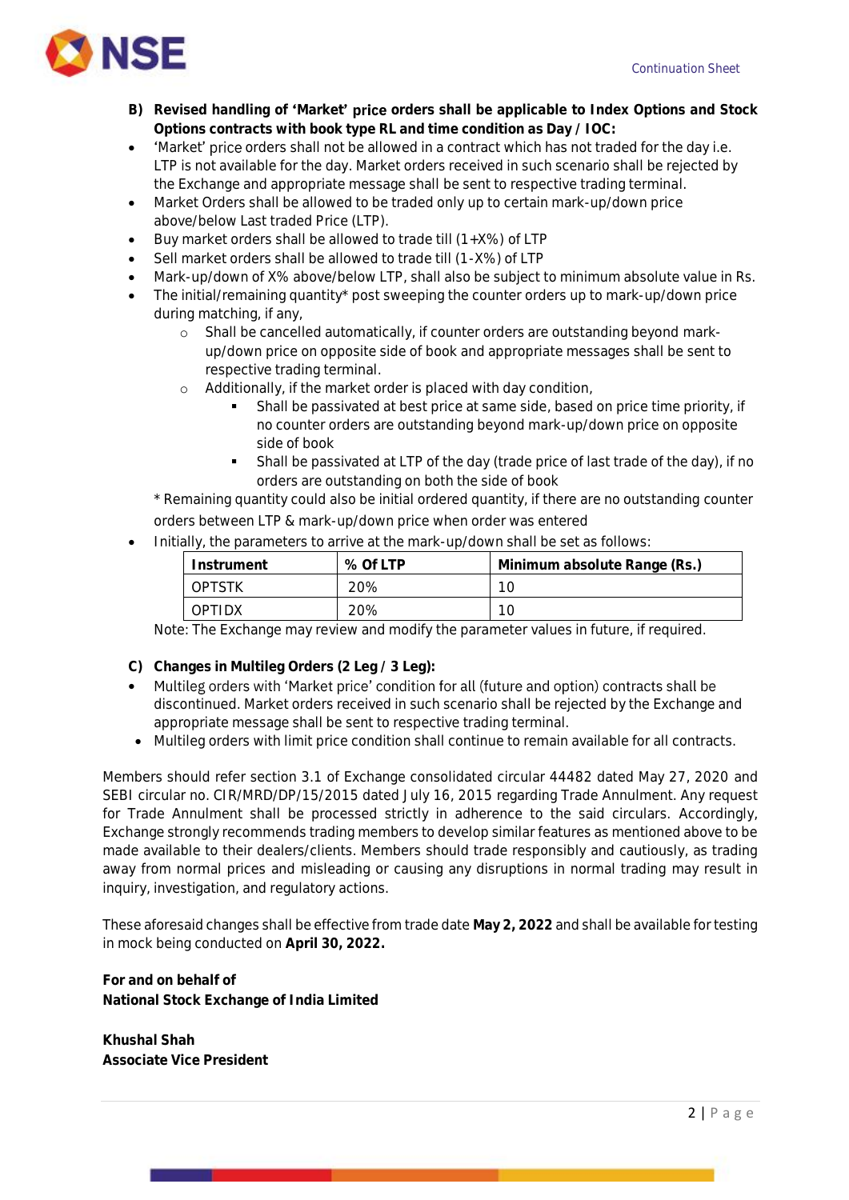**B) Revised handling of 'Market' price orders shall be applicable to Index Options and Stock Options contracts with book type RL and time condition as Day / IOC:**

- 'Market' price orders shall not be allowed in a contract which has not traded for the day i.e. LTP is not available for the day. Market orders received in such scenario shall be rejected by the Exchange and appropriate message shall be sent to respective trading terminal.
- Market Orders shall be allowed to be traded only up to certain mark-up/down price above/below Last traded Price (LTP).
- Buy market orders shall be allowed to trade till (1+X%) of LTP
- Sell market orders shall be allowed to trade till (1-X%) of LTP
- Mark-up/down of X% above/below LTP, shall also be subject to minimum absolute value in Rs.
- The initial/remaining quantity* post sweeping the counter orders up to mark-up/down price during matching, if any,
    - Shall be cancelled automatically, if counter orders are outstanding beyond mark-up/down price on opposite side of book and appropriate messages shall be sent to respective trading terminal.
    - Additionally, if the market order is placed with day condition,
        - Shall be passivated at best price at same side, based on price time priority, if no counter orders are outstanding beyond mark-up/down price on opposite side of book
        - Shall be passivated at LTP of the day (trade price of last trade of the day), if no orders are outstanding on both the side of book

  * Remaining quantity could also be initial ordered quantity, if there are no outstanding counter orders between LTP & mark-up/down price when order was entered

- Initially, the parameters to arrive at the mark-up/down shall be set as follows:

| Instrument | % Of LTP | Minimum absolute Range (Rs.) |
|---|---|---|
| OPTSTK | 20% | 10 |
| OPTIDX | 20% | 10 |

Note: The Exchange may review and modify the parameter values in future, if required.

**C) Changes in Multileg Orders (2 Leg / 3 Leg):**

- Multileg orders with 'Market price' condition for all (future and option) contracts shall be discontinued. Market orders received in such scenario shall be rejected by the Exchange and appropriate message shall be sent to respective trading terminal.
- Multileg orders with limit price condition shall continue to remain available for all contracts.

Members should refer section 3.1 of Exchange consolidated circular 44482 dated May 27, 2020 and SEBI circular no. CIR/MRD/DP/15/2015 dated July 16, 2015 regarding Trade Annulment. Any request for Trade Annulment shall be processed strictly in adherence to the said circulars. Accordingly, Exchange strongly recommends trading members to develop similar features as mentioned above to be made available to their dealers/clients. Members should trade responsibly and cautiously, as trading away from normal prices and misleading or causing any disruptions in normal trading may result in inquiry, investigation, and regulatory actions.

These aforesaid changes shall be effective from trade date **May 2, 2022** and shall be available for testing in mock being conducted on **April 30, 2022.**

**For and on behalf of**
**National Stock Exchange of India Limited**

**Khushal Shah**
**Associate Vice President**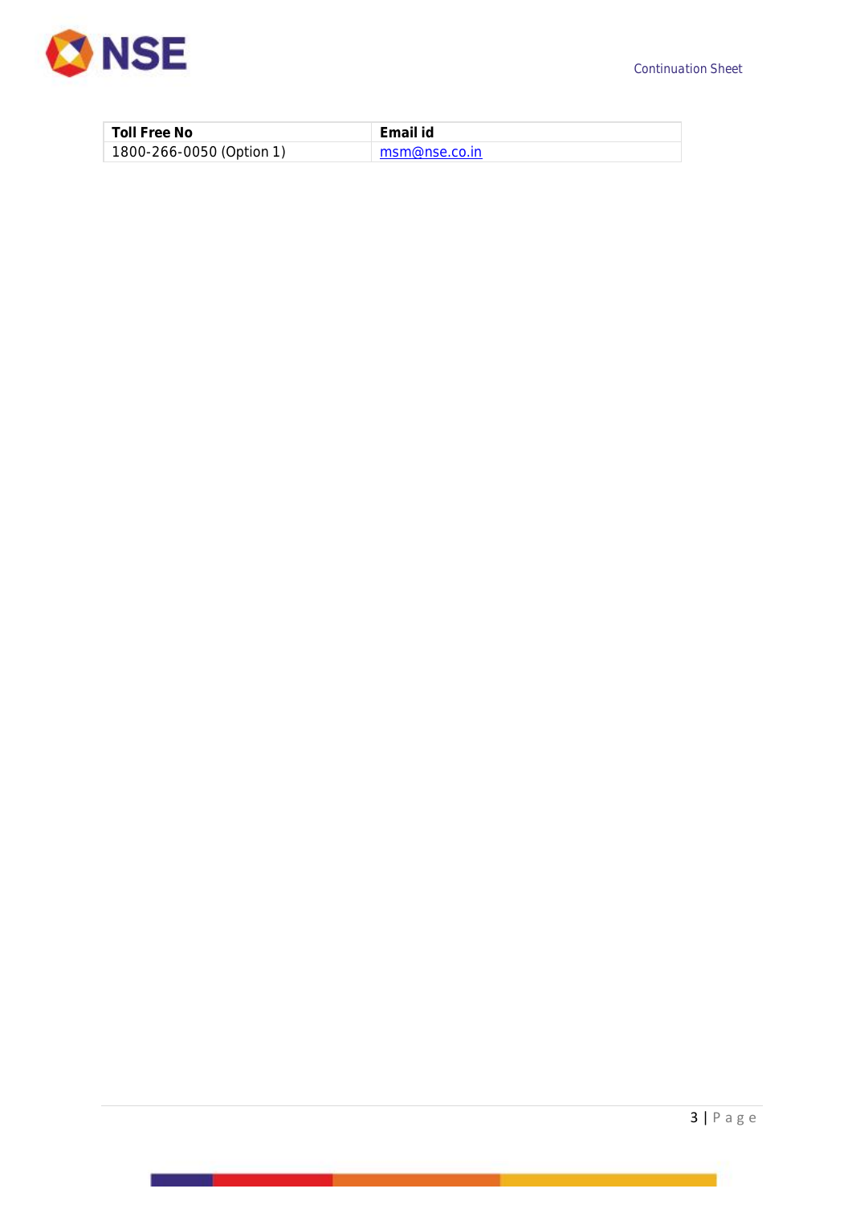| Toll Free No | Email id |
| --- | --- |
| 1800-266-0050 (Option 1) | msm@nse.co.in |